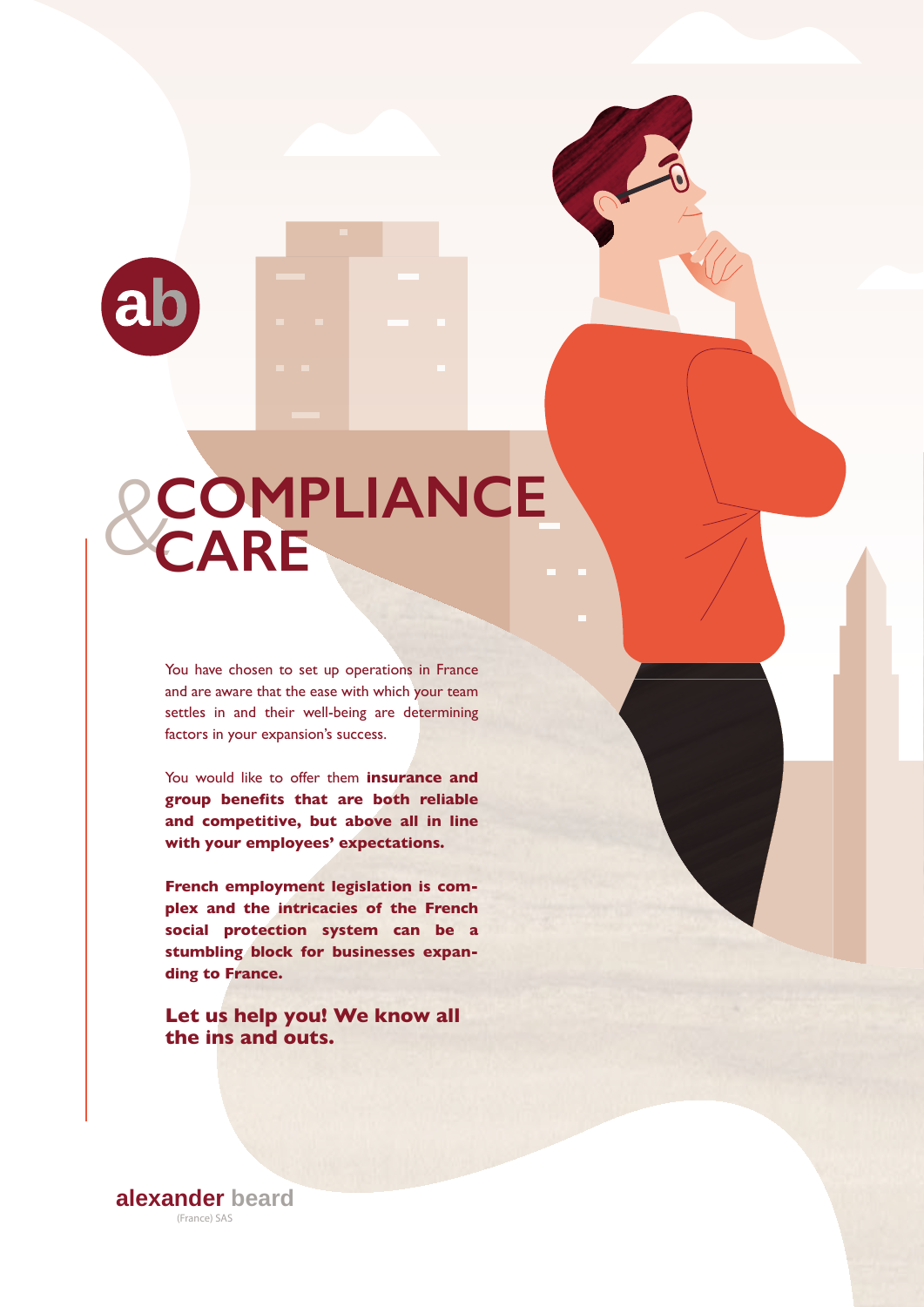# &COMPLIANCE CARE

You have chosen to set up operations in France and are aware that the ease with which your team settles in and their well-being are determining factors in your expansion's success.

You would like to offer them **insurance and group benefits that are both reliable and competitive, but above all in line with your employees' expectations.**

**French employment legislation is complex and the intricacies of the French social protection system can be a stumbling block for businesses expanding to France.**

**Let us help you! We know all the ins and outs.**

alexander beard
(France) SAS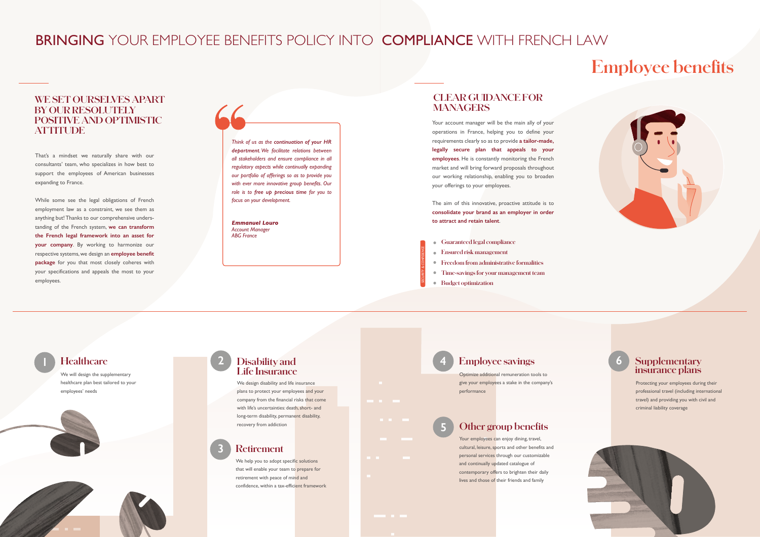# BRINGING YOUR EMPLOYEE BENEFITS POLICY INTO COMPLIANCE WITH FRENCH LAW

# Employee benefits

## WE SET OURSELVES APART BY OUR RESOLUTELY POSITIVE AND OPTIMISTIC ATTITUDE

That's a mindset we naturally share with our consultants' team, who specializes in how best to support the employees of American businesses expanding to France.

While some see the legal obligations of French employment law as a constraint, we see them as anything but! Thanks to our comprehensive understanding of the French system, **we can transform the French legal framework into an asset for your company**. By working to harmonize our respective systems, we design an **employee benefit package** for you that most closely coheres with your specifications and appeals the most to your employees.

> *Think of us as the **continuation of your HR department**. We facilitate relations between all stakeholders and ensure compliance in all regulatory aspects while continually expanding our portfolio of offerings so as to provide you with ever more innovative group benefits. Our role is to **free up precious time** for you to focus on your development.*
>
> ***Emmanuel Louro***
> *Account Manager*
> *ABG France*

## CLEAR GUIDANCE FOR MANAGERS

Your account manager will be the main ally of your operations in France, helping you to define your requirements clearly so as to provide **a tailor-made, legally secure plan that appeals to your employees**. He is constantly monitoring the French market and will bring forward proposals throughout our working relationship, enabling you to broaden your offerings to your employees.

The aim of this innovative, proactive attitude is to **consolidate your brand as an employer in order to attract and retain talent**.

SECURITY & CONFIDENCE

- Guaranteed legal compliance
- Ensured risk management
- Freedom from administrative formalities
- Time-savings for your management team
- Budget optimization

### 1 Healthcare

We will design the supplementary healthcare plan best tailored to your employees' needs

### 2 Disability and Life Insurance

We design disability and life insurance plans to protect your employees and your company from the financial risks that come with life's uncertainties: death, short- and long-term disability, permanent disability, recovery from addiction

### 3 Retirement

We help you to adopt specific solutions that will enable your team to prepare for retirement with peace of mind and confidence, within a tax-efficient framework

### 4 Employee savings

Optimize additional remuneration tools to give your employees a stake in the company's performance

### 5 Other group benefits

Your employees can enjoy dining, travel, cultural, leisure, sports and other benefits and personal services through our customizable and continually updated catalogue of contemporary offers to brighten their daily lives and those of their friends and family

### 6 Supplementary insurance plans

Protecting your employees during their professional travel (including international travel) and providing you with civil and criminal liability coverage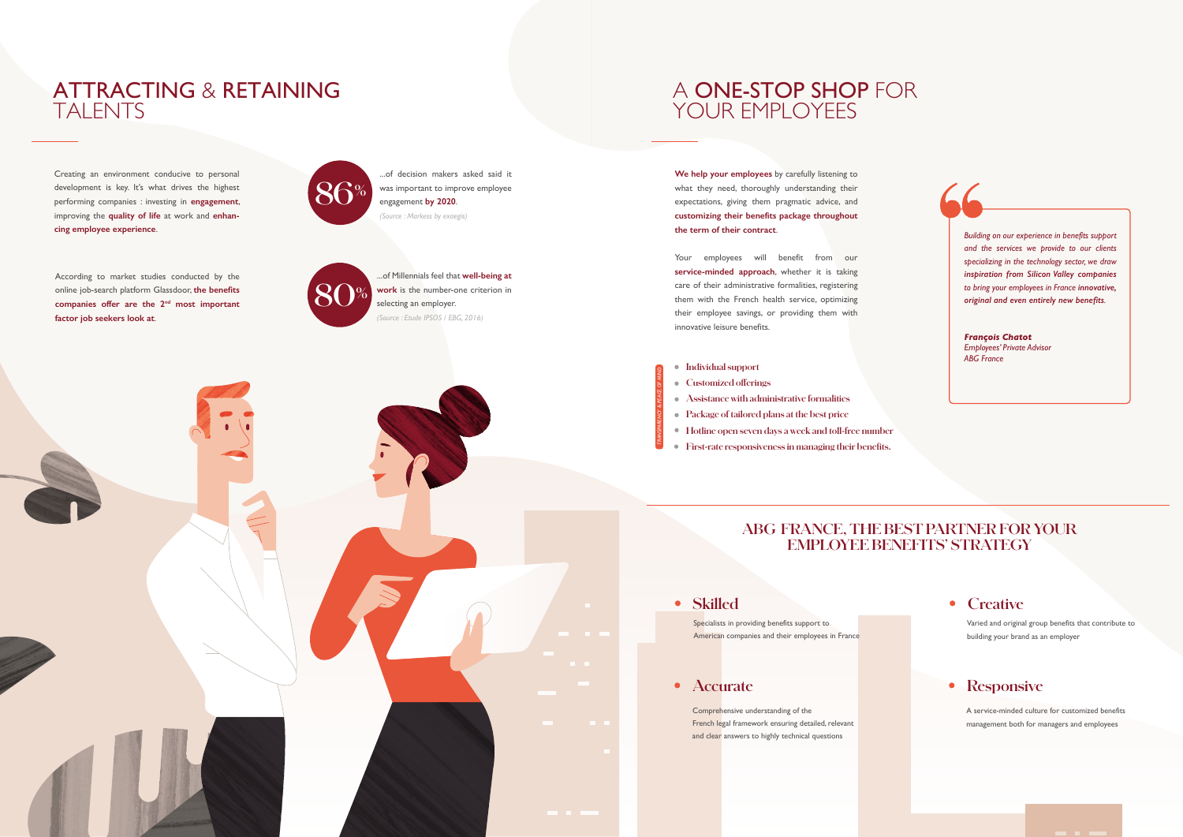# ATTRACTING & RETAINING TALENTS

Creating an environment conducive to personal development is key. It's what drives the highest performing companies : investing in **engagement**, improving the **quality of life** at work and **enhancing employee experience**.

According to market studies conducted by the online job-search platform Glassdoor, **the benefits companies offer are the 2nd most important factor job seekers look at**.

**86%** ...of decision makers asked said it was important to improve employee engagement **by 2020**.
*(Source : Markess by exaegis)*

**80%** ...of Millennials feel that **well-being at work** is the number-one criterion in selecting an employer.
*(Source : Etude IPSOS / EBG, 2016)*

# A ONE-STOP SHOP FOR YOUR EMPLOYEES

**We help your employees** by carefully listening to what they need, thoroughly understanding their expectations, giving them pragmatic advice, and **customizing their benefits package throughout the term of their contract**.

Your employees will benefit from our **service-minded approach**, whether it is taking care of their administrative formalities, registering them with the French health service, optimizing their employee savings, or providing them with innovative leisure benefits.

TRANSPARENCY & PEACE OF MIND

- Individual support
- Customized offerings
- Assistance with administrative formalities
- Package of tailored plans at the best price
- Hotline open seven days a week and toll-free number
- First-rate responsiveness in managing their benefits.

*Building on our experience in benefits support and the services we provide to our clients specializing in the technology sector, we draw **inspiration from Silicon Valley companies** to bring your employees in France **innovative, original and even entirely new benefits.***

***François Chatot***
*Employees' Private Advisor*
*ABG France*

## ABG FRANCE, THE BEST PARTNER FOR YOUR EMPLOYEE BENEFITS' STRATEGY

### Skilled
Specialists in providing benefits support to American companies and their employees in France

### Creative
Varied and original group benefits that contribute to building your brand as an employer

### Accurate
Comprehensive understanding of the French legal framework ensuring detailed, relevant and clear answers to highly technical questions

### Responsive
A service-minded culture for customized benefits management both for managers and employees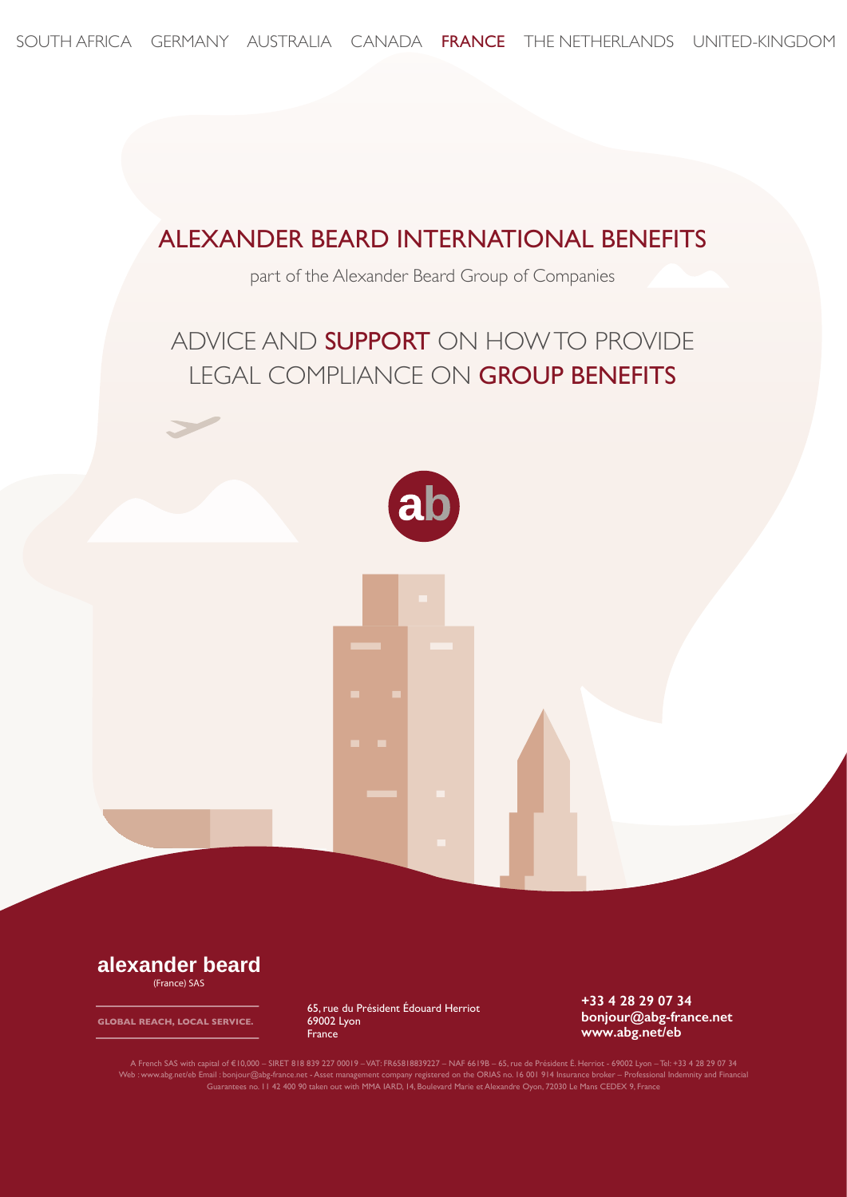SOUTH AFRICA GERMANY AUSTRALIA CANADA **FRANCE** THE NETHERLANDS UNITED-KINGDOM

# ALEXANDER BEARD INTERNATIONAL BENEFITS

part of the Alexander Beard Group of Companies

## ADVICE AND SUPPORT ON HOW TO PROVIDE LEGAL COMPLIANCE ON GROUP BENEFITS

ab

**alexander beard**
(France) SAS

GLOBAL REACH, LOCAL SERVICE.

65, rue du Président Édouard Herriot
69002 Lyon
France

**+33 4 28 29 07 34**
**bonjour@abg-france.net**
**www.abg.net/eb**

A French SAS with capital of €10,000 – SIRET 818 839 227 00019 – VAT: FR65818839227 – NAF 6619B – 65, rue de Président É. Herriot - 69002 Lyon – Tel: +33 4 28 29 07 34
Web : www.abg.net/eb Email : bonjour@abg-france.net - Asset management company registered on the ORIAS no. 16 001 914 Insurance broker – Professional Indemnity and Financial Guarantees no. 11 42 400 90 taken out with MMA IARD, 14, Boulevard Marie et Alexandre Oyon, 72030 Le Mans CEDEX 9, France